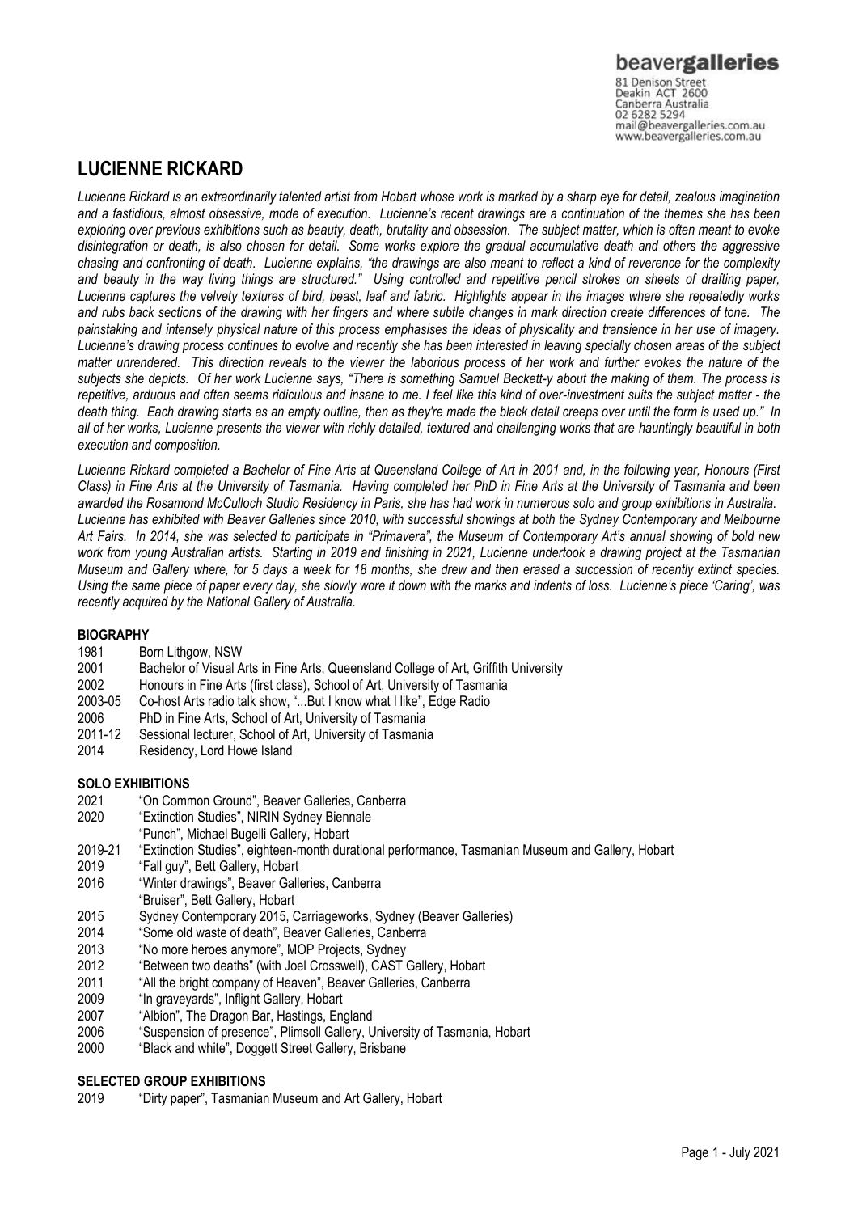beavergalleries

81 Denison Street
Deakin ACT 2600
Canberra Australia
02 6282 5294
mail@beavergalleries.com.au
www.beavergalleries.com.au

# LUCIENNE RICKARD

*Lucienne Rickard is an extraordinarily talented artist from Hobart whose work is marked by a sharp eye for detail, zealous imagination and a fastidious, almost obsessive, mode of execution. Lucienne's recent drawings are a continuation of the themes she has been exploring over previous exhibitions such as beauty, death, brutality and obsession. The subject matter, which is often meant to evoke disintegration or death, is also chosen for detail. Some works explore the gradual accumulative death and others the aggressive chasing and confronting of death. Lucienne explains, "the drawings are also meant to reflect a kind of reverence for the complexity and beauty in the way living things are structured." Using controlled and repetitive pencil strokes on sheets of drafting paper, Lucienne captures the velvety textures of bird, beast, leaf and fabric. Highlights appear in the images where she repeatedly works and rubs back sections of the drawing with her fingers and where subtle changes in mark direction create differences of tone. The painstaking and intensely physical nature of this process emphasises the ideas of physicality and transience in her use of imagery. Lucienne's drawing process continues to evolve and recently she has been interested in leaving specially chosen areas of the subject matter unrendered. This direction reveals to the viewer the laborious process of her work and further evokes the nature of the subjects she depicts. Of her work Lucienne says, "There is something Samuel Beckett-y about the making of them. The process is repetitive, arduous and often seems ridiculous and insane to me. I feel like this kind of over-investment suits the subject matter - the death thing. Each drawing starts as an empty outline, then as they're made the black detail creeps over until the form is used up." In all of her works, Lucienne presents the viewer with richly detailed, textured and challenging works that are hauntingly beautiful in both execution and composition.*

*Lucienne Rickard completed a Bachelor of Fine Arts at Queensland College of Art in 2001 and, in the following year, Honours (First Class) in Fine Arts at the University of Tasmania. Having completed her PhD in Fine Arts at the University of Tasmania and been awarded the Rosamond McCulloch Studio Residency in Paris, she has had work in numerous solo and group exhibitions in Australia. Lucienne has exhibited with Beaver Galleries since 2010, with successful showings at both the Sydney Contemporary and Melbourne Art Fairs. In 2014, she was selected to participate in "Primavera", the Museum of Contemporary Art's annual showing of bold new work from young Australian artists. Starting in 2019 and finishing in 2021, Lucienne undertook a drawing project at the Tasmanian Museum and Gallery where, for 5 days a week for 18 months, she drew and then erased a succession of recently extinct species. Using the same piece of paper every day, she slowly wore it down with the marks and indents of loss. Lucienne's piece 'Caring', was recently acquired by the National Gallery of Australia.*

## BIOGRAPHY

1981 Born Lithgow, NSW
2001 Bachelor of Visual Arts in Fine Arts, Queensland College of Art, Griffith University
2002 Honours in Fine Arts (first class), School of Art, University of Tasmania
2003-05 Co-host Arts radio talk show, "...But I know what I like", Edge Radio
2006 PhD in Fine Arts, School of Art, University of Tasmania
2011-12 Sessional lecturer, School of Art, University of Tasmania
2014 Residency, Lord Howe Island

## SOLO EXHIBITIONS

2021 "On Common Ground", Beaver Galleries, Canberra
2020 "Extinction Studies", NIRIN Sydney Biennale
"Punch", Michael Bugelli Gallery, Hobart
2019-21 "Extinction Studies", eighteen-month durational performance, Tasmanian Museum and Gallery, Hobart
2019 "Fall guy", Bett Gallery, Hobart
2016 "Winter drawings", Beaver Galleries, Canberra
"Bruiser", Bett Gallery, Hobart
2015 Sydney Contemporary 2015, Carriageworks, Sydney (Beaver Galleries)
2014 "Some old waste of death", Beaver Galleries, Canberra
2013 "No more heroes anymore", MOP Projects, Sydney
2012 "Between two deaths" (with Joel Crosswell), CAST Gallery, Hobart
2011 "All the bright company of Heaven", Beaver Galleries, Canberra
2009 "In graveyards", Inflight Gallery, Hobart
2007 "Albion", The Dragon Bar, Hastings, England
2006 "Suspension of presence", Plimsoll Gallery, University of Tasmania, Hobart
2000 "Black and white", Doggett Street Gallery, Brisbane

## SELECTED GROUP EXHIBITIONS

2019 "Dirty paper", Tasmanian Museum and Art Gallery, Hobart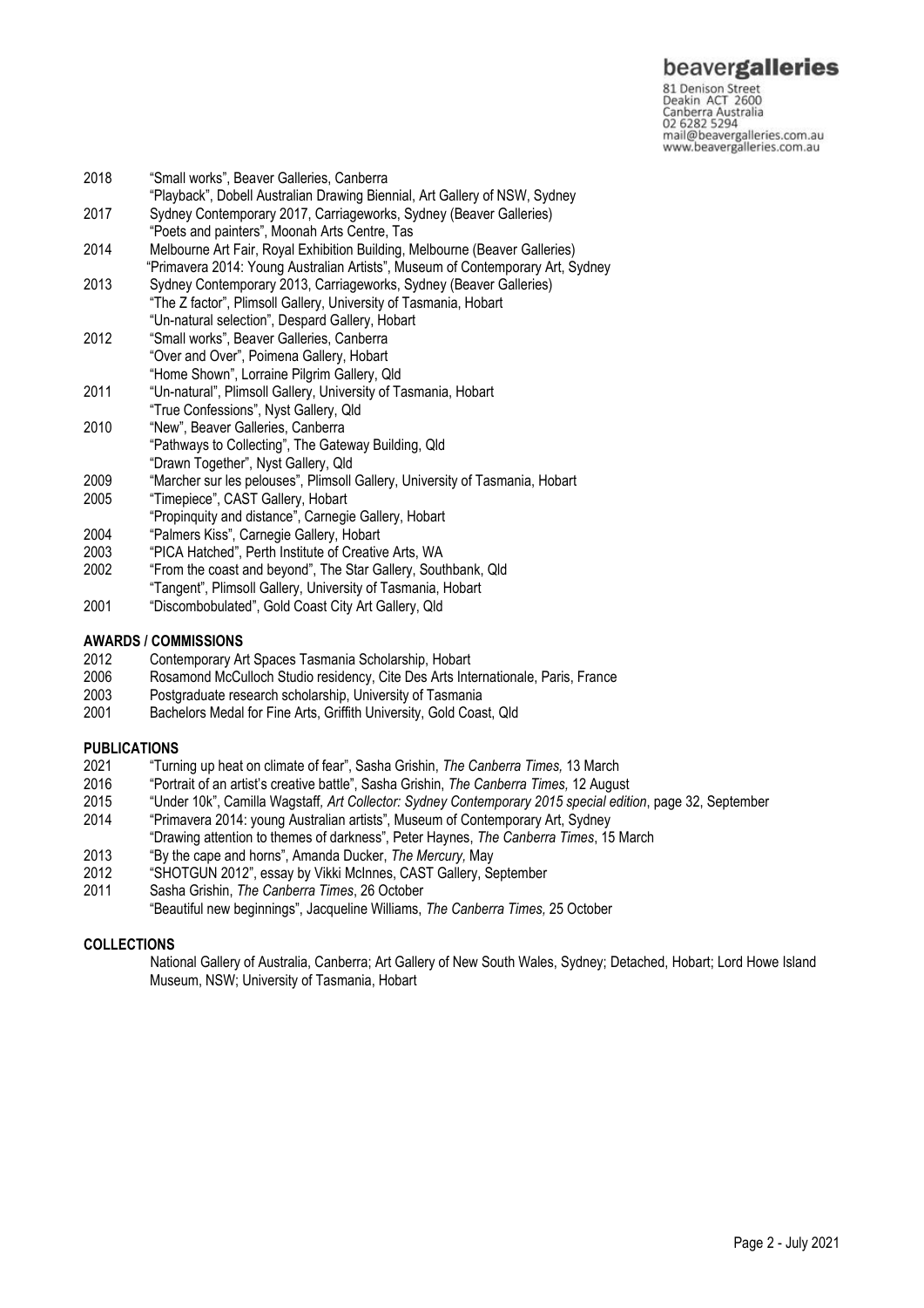2018 "Small works", Beaver Galleries, Canberra
"Playback", Dobell Australian Drawing Biennial, Art Gallery of NSW, Sydney
2017 Sydney Contemporary 2017, Carriageworks, Sydney (Beaver Galleries)
"Poets and painters", Moonah Arts Centre, Tas
2014 Melbourne Art Fair, Royal Exhibition Building, Melbourne (Beaver Galleries)
"Primavera 2014: Young Australian Artists", Museum of Contemporary Art, Sydney
2013 Sydney Contemporary 2013, Carriageworks, Sydney (Beaver Galleries)
"The Z factor", Plimsoll Gallery, University of Tasmania, Hobart
"Un-natural selection", Despard Gallery, Hobart
2012 "Small works", Beaver Galleries, Canberra
"Over and Over", Poimena Gallery, Hobart
"Home Shown", Lorraine Pilgrim Gallery, Qld
2011 "Un-natural", Plimsoll Gallery, University of Tasmania, Hobart
"True Confessions", Nyst Gallery, Qld
2010 "New", Beaver Galleries, Canberra
"Pathways to Collecting", The Gateway Building, Qld
"Drawn Together", Nyst Gallery, Qld
2009 "Marcher sur les pelouses", Plimsoll Gallery, University of Tasmania, Hobart
2005 "Timepiece", CAST Gallery, Hobart
"Propinquity and distance", Carnegie Gallery, Hobart
2004 "Palmers Kiss", Carnegie Gallery, Hobart
2003 "PICA Hatched", Perth Institute of Creative Arts, WA
2002 "From the coast and beyond", The Star Gallery, Southbank, Qld
"Tangent", Plimsoll Gallery, University of Tasmania, Hobart
2001 "Discombobulated", Gold Coast City Art Gallery, Qld

## AWARDS / COMMISSIONS

2012 Contemporary Art Spaces Tasmania Scholarship, Hobart
2006 Rosamond McCulloch Studio residency, Cite Des Arts Internationale, Paris, France
2003 Postgraduate research scholarship, University of Tasmania
2001 Bachelors Medal for Fine Arts, Griffith University, Gold Coast, Qld

## PUBLICATIONS

2021 "Turning up heat on climate of fear", Sasha Grishin, *The Canberra Times,* 13 March
2016 "Portrait of an artist's creative battle", Sasha Grishin, *The Canberra Times,* 12 August
2015 "Under 10k", Camilla Wagstaff, *Art Collector: Sydney Contemporary 2015 special edition*, page 32, September
2014 "Primavera 2014: young Australian artists", Museum of Contemporary Art, Sydney
"Drawing attention to themes of darkness", Peter Haynes, *The Canberra Times*, 15 March
2013 "By the cape and horns", Amanda Ducker, *The Mercury,* May
2012 "SHOTGUN 2012", essay by Vikki McInnes, CAST Gallery, September
2011 Sasha Grishin, *The Canberra Times*, 26 October
"Beautiful new beginnings", Jacqueline Williams, *The Canberra Times,* 25 October

## COLLECTIONS

National Gallery of Australia, Canberra; Art Gallery of New South Wales, Sydney; Detached, Hobart; Lord Howe Island Museum, NSW; University of Tasmania, Hobart